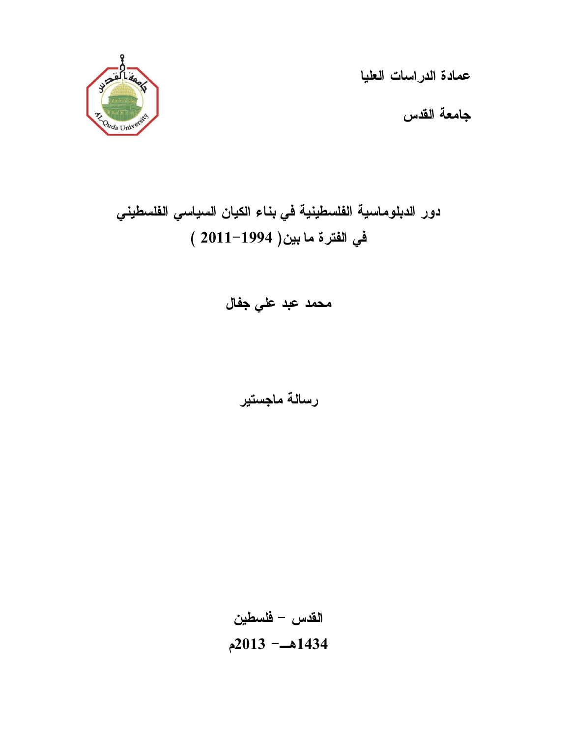عمادة الدراسات العليا

جامعة القدس

# دور الدبلوماسية الفلسطينية في بناء الكيان السياسي الفلسطيني في الفترة ما بين( 1994-2011 )

**محمد عبد علي جفال**

**رسالة ماجستير**

**القدس - فلسطين**

**1434هـ- 2013م**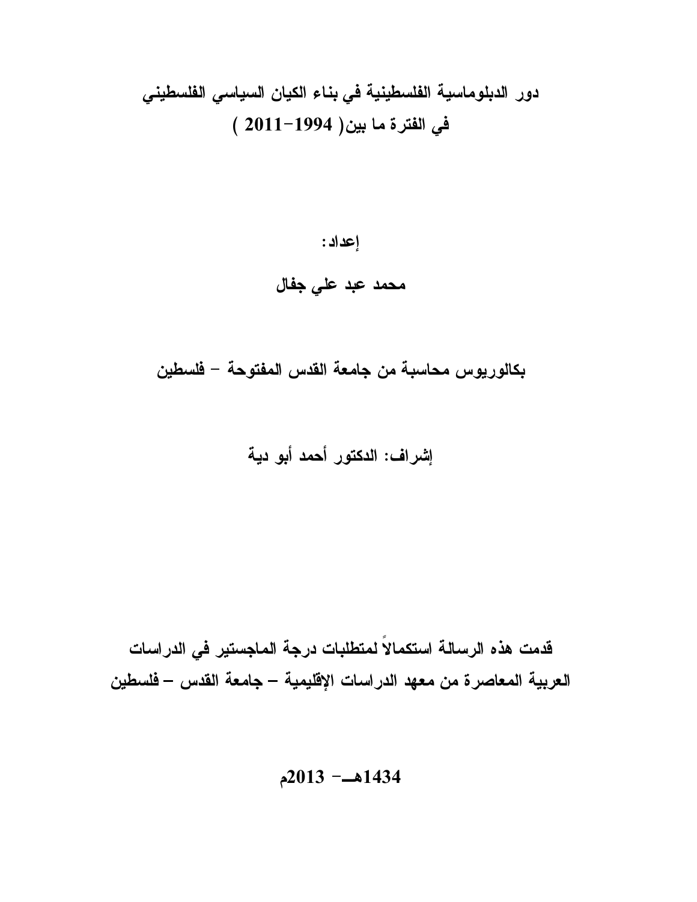# دور الدبلوماسية الفلسطينية في بناء الكيان السياسي الفلسطيني في الفترة ما بين( 1994-2011 )

إعداد:

**محمد عبد علي جفال**

**بكالوريوس محاسبة من جامعة القدس المفتوحة – فلسطين**

**إشراف: الدكتور أحمد أبو دية**

**قدمت هذه الرسالة استكمالاً لمتطلبات درجة الماجستير في الدراسات العربية المعاصرة من معهد الدراسات الإقليمية – جامعة القدس – فلسطين**

**1434هـ- 2013م**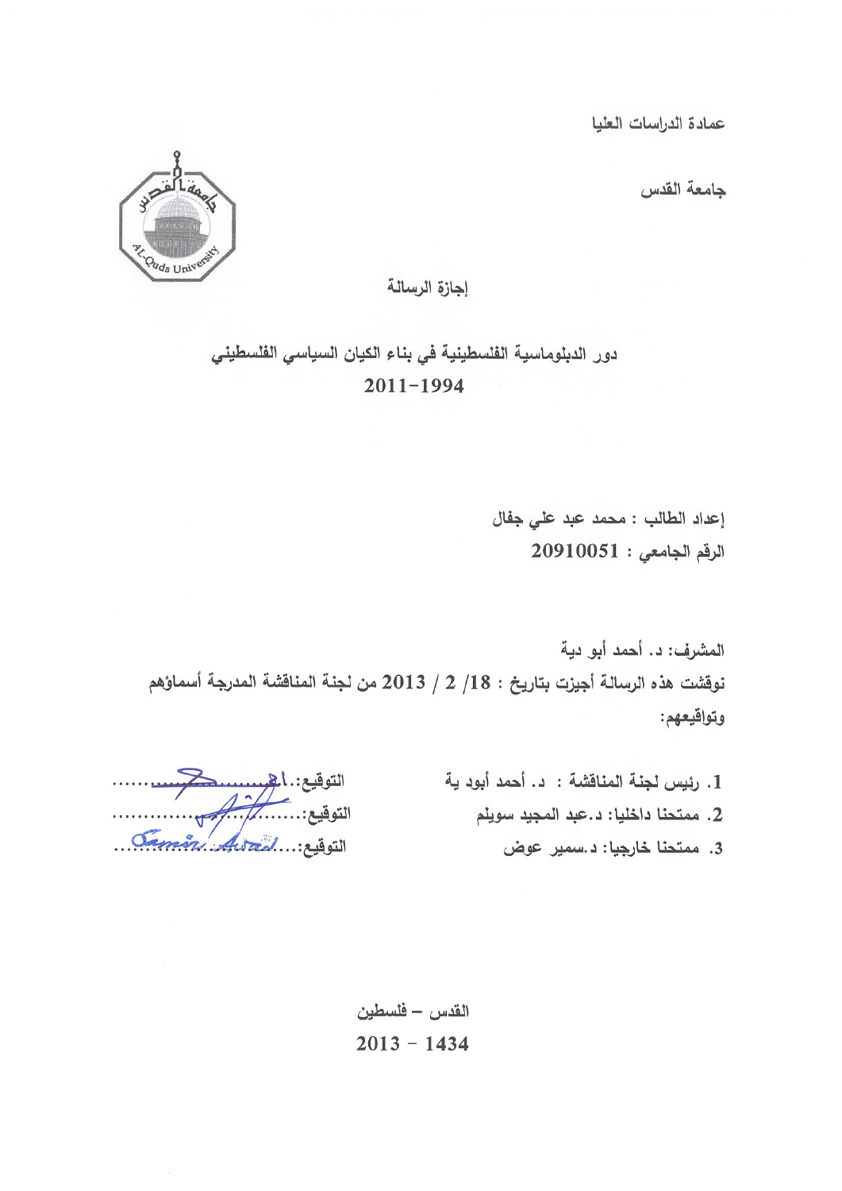عمادة الدراسات العليا

جامعة القدس

## إجازة الرسالة

## دور الدبلوماسية الفلسطينية في بناء الكيان السياسي الفلسطيني 1994-2011

إعداد الطالب : محمد عبد علي جفال

الرقم الجامعي : 20910051

المشرف: د. أحمد أبو دية

نوقشت هذه الرسالة أجيزت بتاريخ : 18/ 2 / 2013 من لجنة المناقشة المدرجة أسماؤهم وتواقيعهم:

1. رئيس لجنة المناقشة : د. أحمد أبود ية — التوقيع:..........
2. ممتحنا داخليا: د.عبد المجيد سويلم — التوقيع:..........
3. ممتحنا خارجيا: د.سمير عوض — التوقيع:..........

القدس – فلسطين

2013 - 1434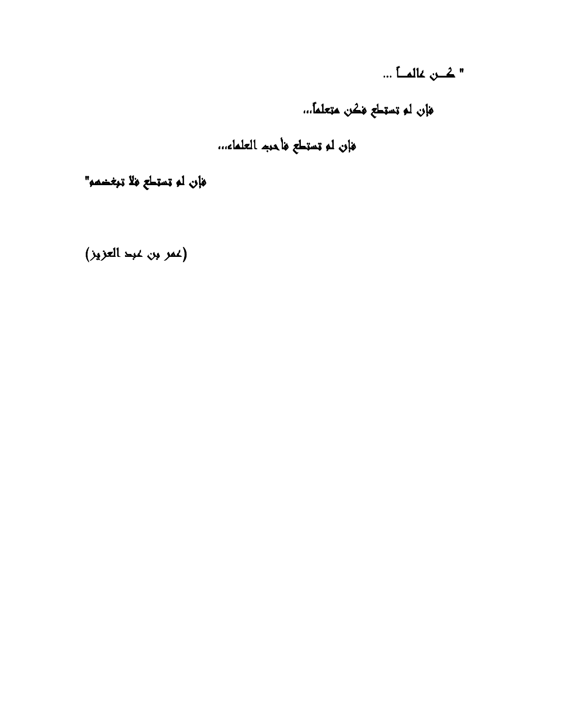" كــن عالمــاً ...

فإن لم تستطع فكن متعلماً...

فإن لم تستطع فأحبب العلماء...

فإن لم تستطع فلا تبغضهم"

(عمر بن عبد العزيز)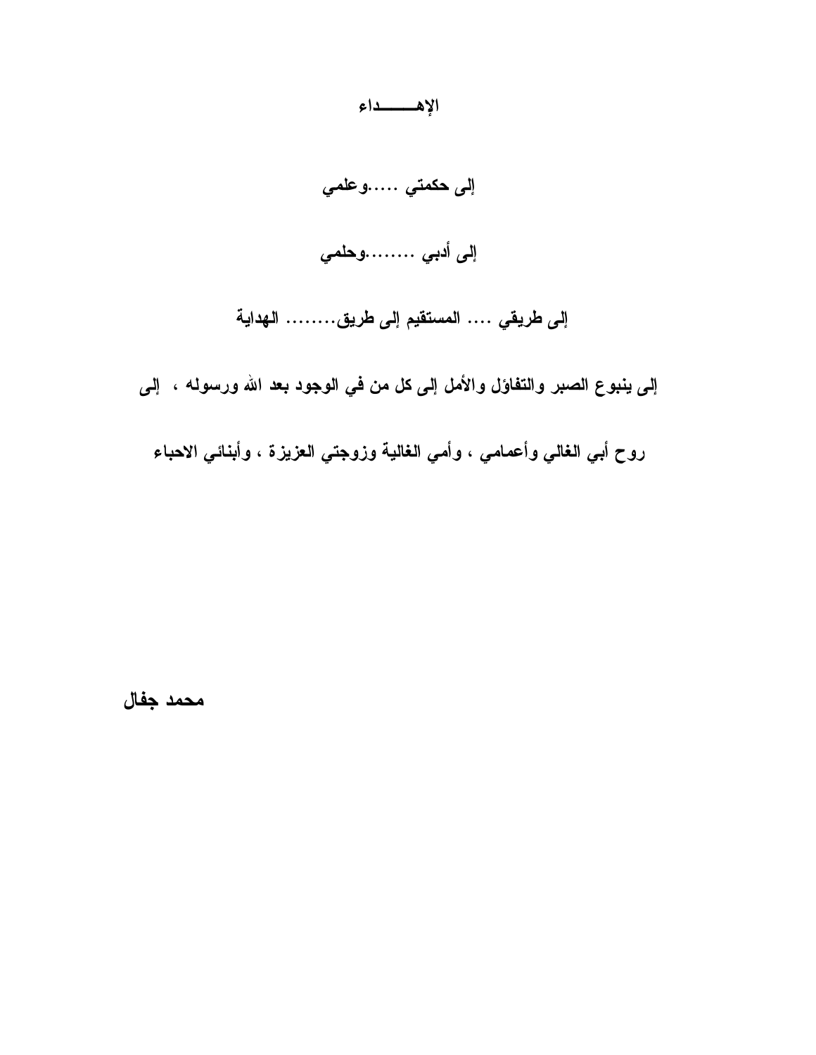# الإهـــــــداء

**إلى حكمتي .....وعلمي**

**إلى أدبي ........وحلمي**

**إلى طريقي .... المستقيم إلى طريق........ الهداية**

**إلى ينبوع الصبر والتفاؤل والأمل إلى كل من في الوجود بعد الله ورسوله ، إلى روح أبي الغالي وأعمامي ، وأمي الغالية وزوجتي العزيزة ، وأبنائي الاحباء**

**محمد جفال**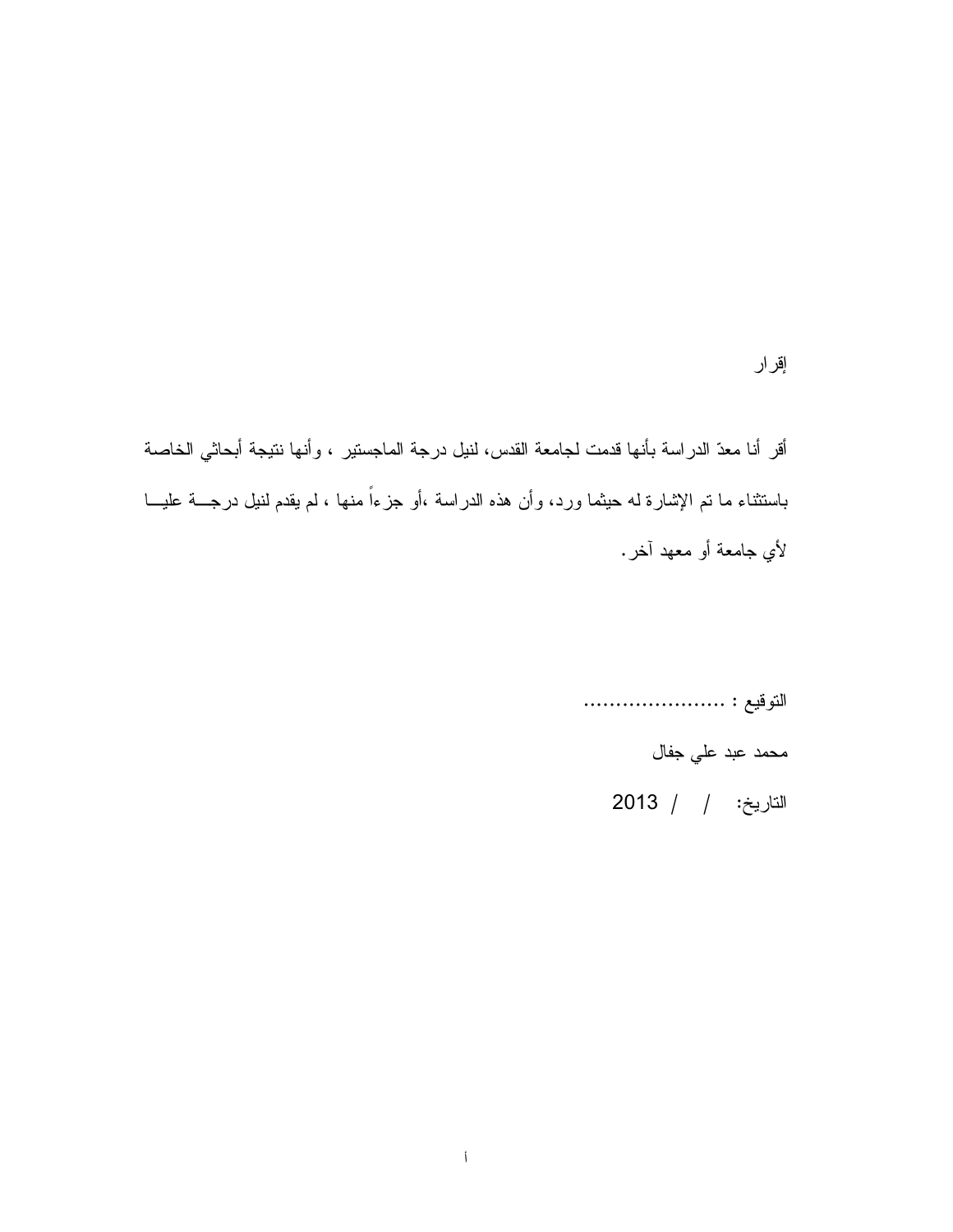# إقرار

أقر أنا معدّ الدراسة بأنها قدمت لجامعة القدس، لنيل درجة الماجستير ، وأنها نتيجة أبحاثي الخاصة باستثناء ما تم الإشارة له حيثما ورد، وأن هذه الدراسة ،أو جزءاً منها ، لم يقدم لنيل درجة عليا لأي جامعة أو معهد آخر.

التوقيع : ......................

محمد عبد علي جفال

التاريخ: / / 2013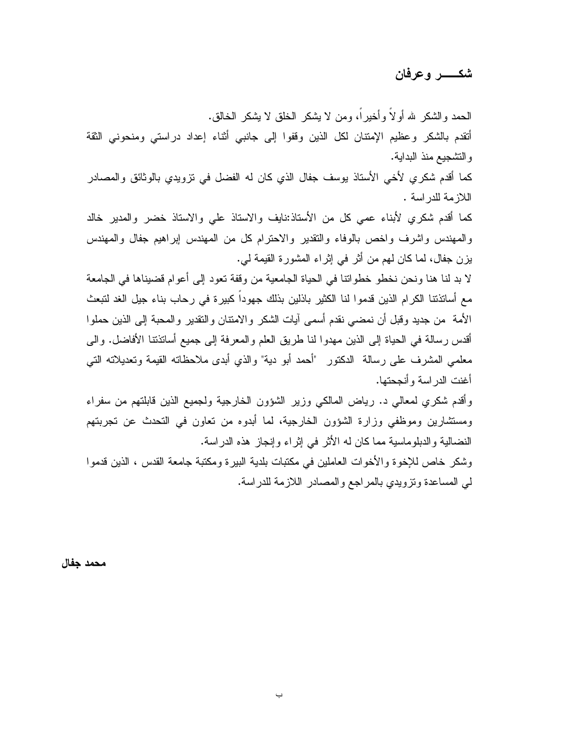## شكـــــر وعرفان

الحمد والشكر لله أولاً وأخيراً، ومن لا يشكر الخلق لا يشكر الخالق.

أتقدم بالشكر وعظيم الإمتنان لكل الذين وقفوا إلى جانبي أثناء إعداد دراستي ومنحوني الثقة والتشجيع منذ البداية.

كما أقدم شكري لأخي الأستاذ يوسف جفال الذي كان له الفضل في تزويدي بالوثائق والمصادر اللازمة للدراسة .

كما أقدم شكري لأبناء عمي كل من الأستاذ:نايف والاستاذ علي والاستاذ خضر والمدير خالد والمهندس واشرف واخص بالوفاء والتقدير والاحترام كل من المهندس إبراهيم جفال والمهندس يزن جفال، لما كان لهم من أثر في إثراء المشورة القيمة لي.

لا بد لنا هنا ونحن نخطو خطواتنا في الحياة الجامعية من وقفة تعود إلى أعوام قضيناها في الجامعة مع أساتذتنا الكرام الذين قدموا لنا الكثير باذلين بذلك جهوداً كبيرة في رحاب بناء جيل الغد لتبعث الأمة من جديد وقبل أن نمضي نقدم أسمى آيات الشكر والامتنان والتقدير والمحبة إلى الذين حملوا أقدس رسالة في الحياة إلى الذين مهدوا لنا طريق العلم والمعرفة إلى جميع أساتذتنا الأفاضل. والى معلمي المشرف على رسالة الدكتور "أحمد أبو دية" والذي أبدى ملاحظاته القيمة وتعديلاته التي أغنت الدراسة وأنجحتها.

وأقدم شكري لمعالي د. رياض المالكي وزير الشؤون الخارجية ولجميع الذين قابلتهم من سفراء ومستشارين وموظفي وزارة الشؤون الخارجية، لما أبدوه من تعاون في التحدث عن تجربتهم النضالية والدبلوماسية مما كان له الأثر في إثراء وإنجاز هذه الدراسة.

وشكر خاص للإخوة والأخوات العاملين في مكتبات بلدية البيرة ومكتبة جامعة القدس ، الذين قدموا لي المساعدة وتزويدي بالمراجع والمصادر اللازمة للدراسة.

**محمد جفال**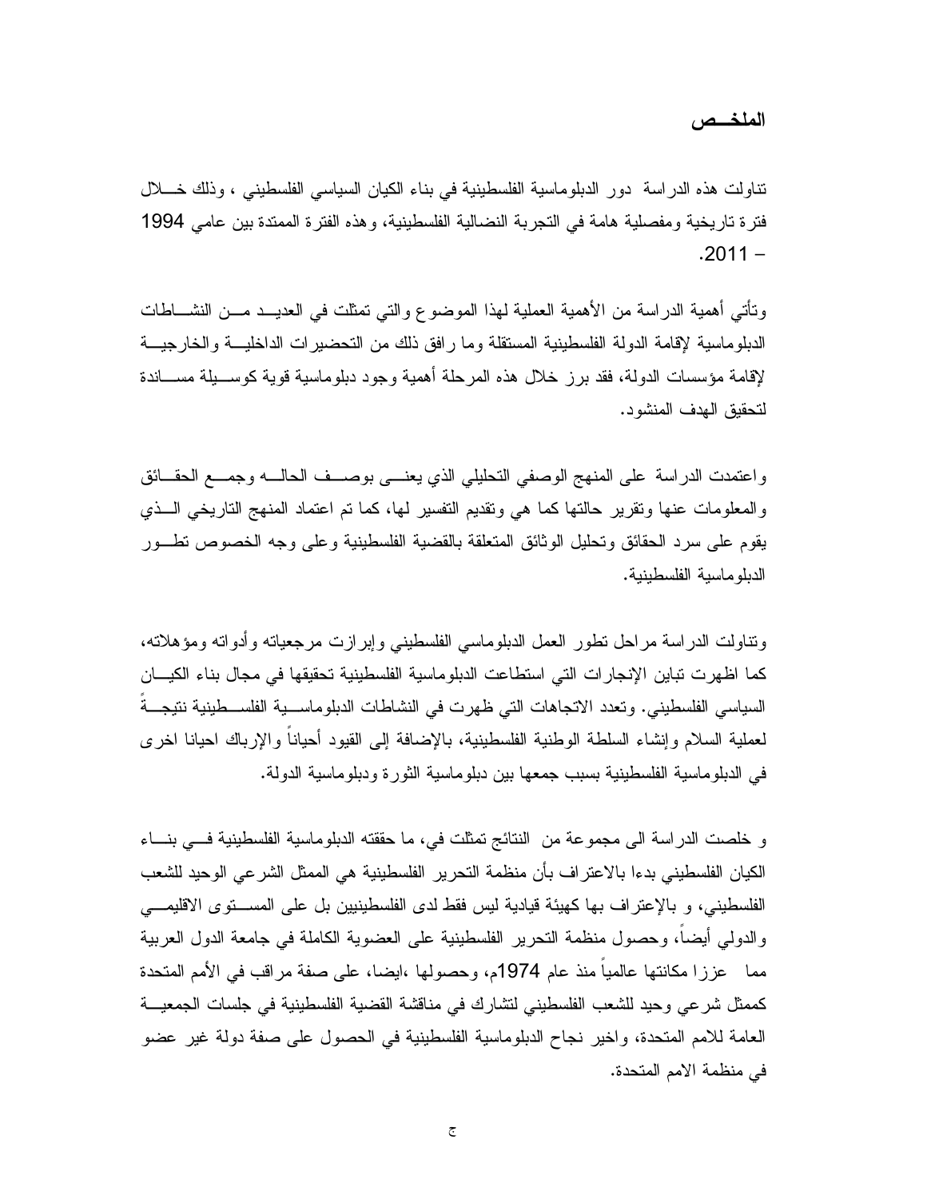## الملخــص

تناولت هذه الدراسة دور الدبلوماسية الفلسطينية في بناء الكيان السياسي الفلسطيني ، وذلك خــلال فترة تاريخية ومفصلية هامة في التجربة النضالية الفلسطينية، وهذه الفترة الممتدة بين عامي 1994 – 2011.

وتأتي أهمية الدراسة من الأهمية العملية لهذا الموضوع والتي تمثلت في العديــد مــن النشــاطات الدبلوماسية لإقامة الدولة الفلسطينية المستقلة وما رافق ذلك من التحضيرات الداخليــة والخارجيــة لإقامة مؤسسات الدولة، فقد برز خلال هذه المرحلة أهمية وجود دبلوماسية قوية كوســيلة مســاندة لتحقيق الهدف المنشود.

واعتمدت الدراسة على المنهج الوصفي التحليلي الذي يعنــى بوصــف الحالــه وجمــع الحقــائق والمعلومات عنها وتقرير حالتها كما هي وتقديم التفسير لها، كما تم اعتماد المنهج التاريخي الــذي يقوم على سرد الحقائق وتحليل الوثائق المتعلقة بالقضية الفلسطينية وعلى وجه الخصوص تطــور الدبلوماسية الفلسطينية.

وتناولت الدراسة مراحل تطور العمل الدبلوماسي الفلسطيني وإبرازت مرجعياته وأدواته ومؤهلاته، كما اظهرت تباين الإنجارات التي استطاعت الدبلوماسية الفلسطينية تحقيقها في مجال بناء الكيــان السياسي الفلسطيني. وتعدد الاتجاهات التي ظهرت في النشاطات الدبلوماســية الفلســطينية نتيجــةً لعملية السلام وإنشاء السلطة الوطنية الفلسطينية، بالإضافة إلى القيود أحياناً والإرباك احيانا اخرى في الدبلوماسية الفلسطينية بسبب جمعها بين دبلوماسية الثورة ودبلوماسية الدولة.

و خلصت الدراسة الى مجموعة من النتائج تمثلت في، ما حققته الدبلوماسية الفلسطينية فــي بنــاء الكيان الفلسطيني بدءا بالاعتراف بأن منظمة التحرير الفلسطينية هي الممثل الشرعي الوحيد للشعب الفلسطيني، و بالإعتراف بها كهيئة قيادية ليس فقط لدى الفلسطينيين بل على المســتوى الاقليمــي والدولي أيضاً، وحصول منظمة التحرير الفلسطينية على العضوية الكاملة في جامعة الدول العربية مما عززا مكانتها عالمياً منذ عام 1974م، وحصولها ،ايضا، على صفة مراقب في الأمم المتحدة كممثل شرعي وحيد للشعب الفلسطيني لتشارك في مناقشة القضية الفلسطينية في جلسات الجمعيــة العامة للامم المتحدة، واخير نجاح الدبلوماسية الفلسطينية في الحصول على صفة دولة غير عضو في منظمة الامم المتحدة.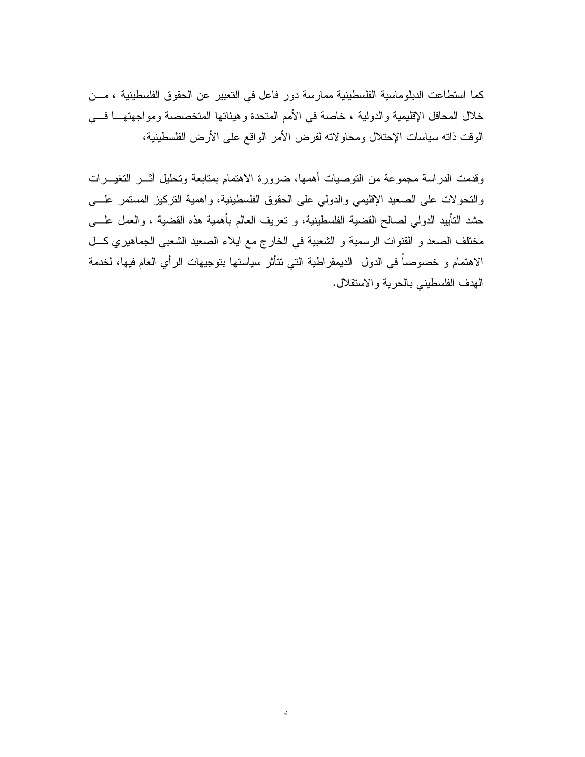كما استطاعت الدبلوماسية الفلسطينية ممارسة دور فاعل في التعبير عن الحقوق الفلسطينية ، من خلال المحافل الإقليمية والدولية ، خاصة في الأمم المتحدة وهيئاتها المتخصصة ومواجهتها في الوقت ذاته سياسات الإحتلال ومحاولاته لفرض الأمر الواقع على الأرض الفلسطينية،

وقدمت الدراسة مجموعة من التوصيات أهمها، ضرورة الاهتمام بمتابعة وتحليل أثر التغيرات والتحولات على الصعيد الإقليمي والدولي على الحقوق الفلسطينية، واهمية التركيز المستمر على حشد التأييد الدولي لصالح القضية الفلسطينية، و تعريف العالم بأهمية هذه القضية ، والعمل على مختلف الصعد و القنوات الرسمية و الشعبية في الخارج مع ايلاء الصعيد الشعبي الجماهيري كل الاهتمام و خصوصاً في الدول الديمقراطية التي تتأثر سياستها بتوجيهات الرأي العام فيها، لخدمة الهدف الفلسطيني بالحرية والاستقلال.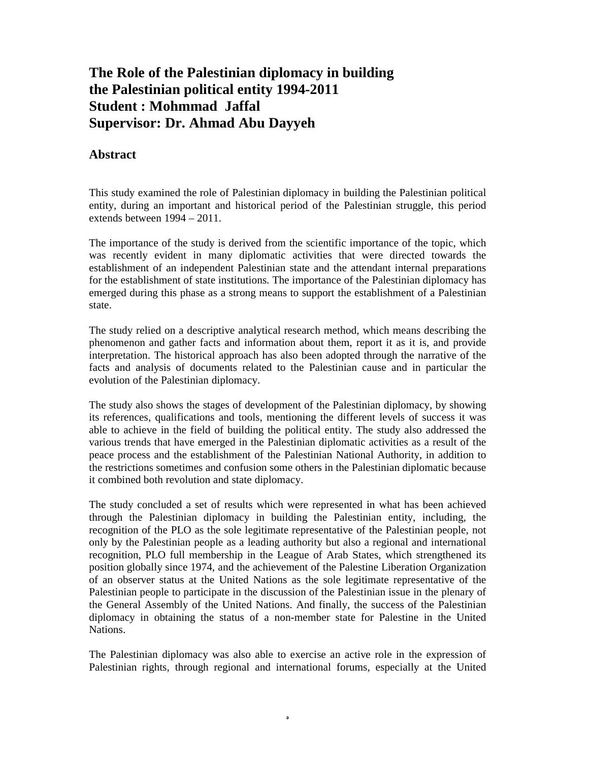# The Role of the Palestinian diplomacy in building the Palestinian political entity 1994-2011
# Student : Mohmmad Jaffal
# Supervisor: Dr. Ahmad Abu Dayyeh

## Abstract

This study examined the role of Palestinian diplomacy in building the Palestinian political entity, during an important and historical period of the Palestinian struggle, this period extends between 1994 – 2011.

The importance of the study is derived from the scientific importance of the topic, which was recently evident in many diplomatic activities that were directed towards the establishment of an independent Palestinian state and the attendant internal preparations for the establishment of state institutions. The importance of the Palestinian diplomacy has emerged during this phase as a strong means to support the establishment of a Palestinian state.

The study relied on a descriptive analytical research method, which means describing the phenomenon and gather facts and information about them, report it as it is, and provide interpretation. The historical approach has also been adopted through the narrative of the facts and analysis of documents related to the Palestinian cause and in particular the evolution of the Palestinian diplomacy.

The study also shows the stages of development of the Palestinian diplomacy, by showing its references, qualifications and tools, mentioning the different levels of success it was able to achieve in the field of building the political entity. The study also addressed the various trends that have emerged in the Palestinian diplomatic activities as a result of the peace process and the establishment of the Palestinian National Authority, in addition to the restrictions sometimes and confusion some others in the Palestinian diplomatic because it combined both revolution and state diplomacy.

The study concluded a set of results which were represented in what has been achieved through the Palestinian diplomacy in building the Palestinian entity, including, the recognition of the PLO as the sole legitimate representative of the Palestinian people, not only by the Palestinian people as a leading authority but also a regional and international recognition, PLO full membership in the League of Arab States, which strengthened its position globally since 1974, and the achievement of the Palestine Liberation Organization of an observer status at the United Nations as the sole legitimate representative of the Palestinian people to participate in the discussion of the Palestinian issue in the plenary of the General Assembly of the United Nations. And finally, the success of the Palestinian diplomacy in obtaining the status of a non-member state for Palestine in the United Nations.

The Palestinian diplomacy was also able to exercise an active role in the expression of Palestinian rights, through regional and international forums, especially at the United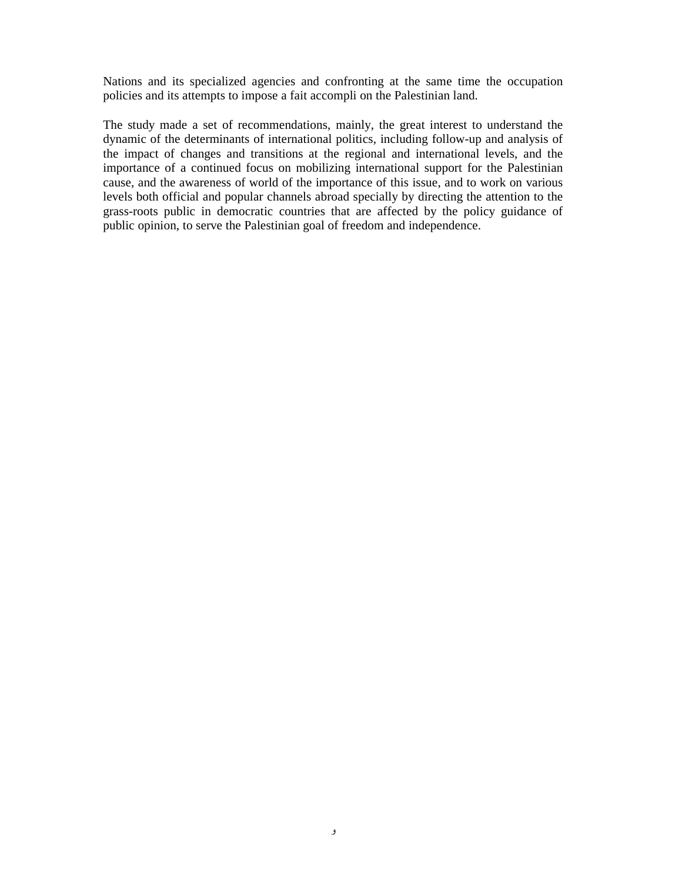Nations and its specialized agencies and confronting at the same time the occupation policies and its attempts to impose a fait accompli on the Palestinian land.

The study made a set of recommendations, mainly, the great interest to understand the dynamic of the determinants of international politics, including follow-up and analysis of the impact of changes and transitions at the regional and international levels, and the importance of a continued focus on mobilizing international support for the Palestinian cause, and the awareness of world of the importance of this issue, and to work on various levels both official and popular channels abroad specially by directing the attention to the grass-roots public in democratic countries that are affected by the policy guidance of public opinion, to serve the Palestinian goal of freedom and independence.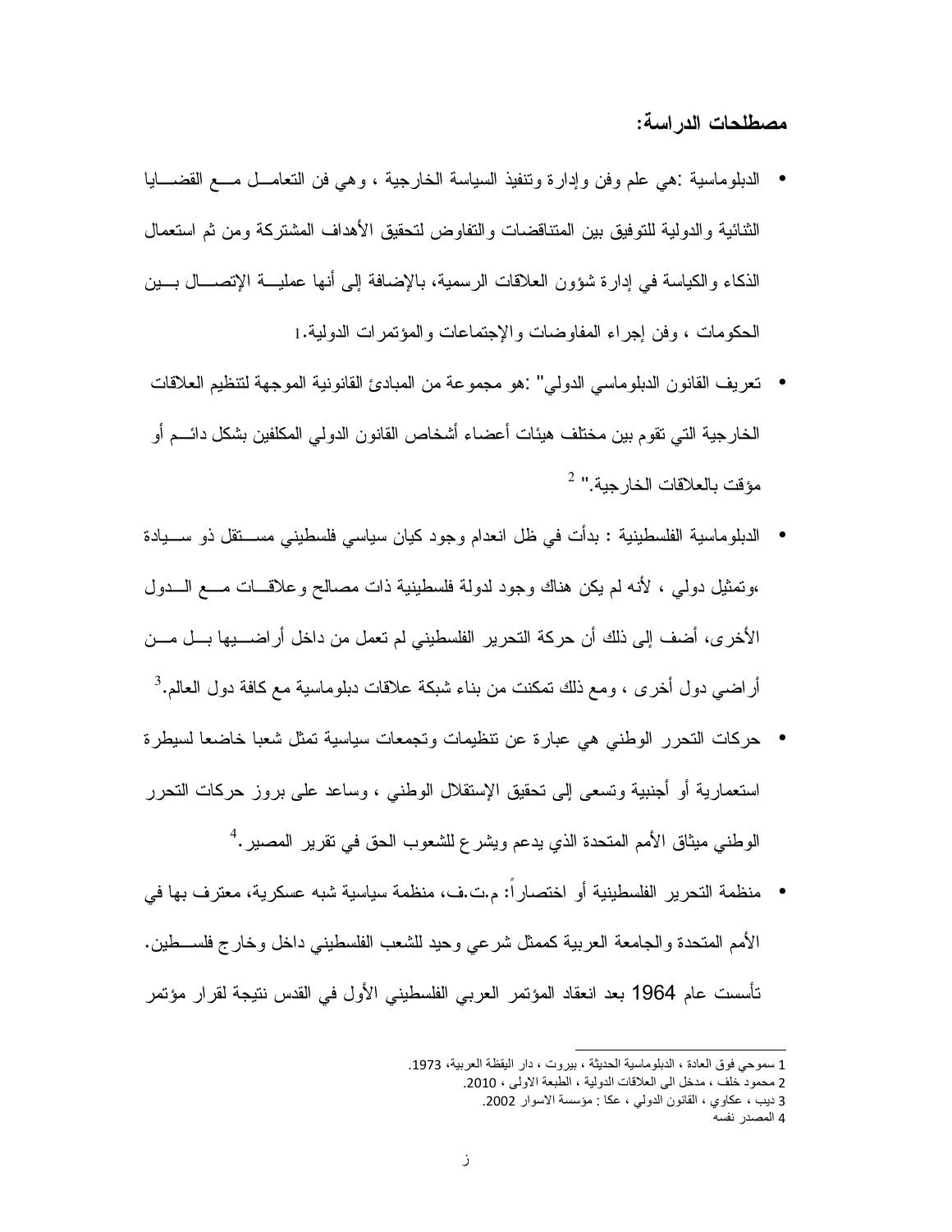## مصطلحات الدراسة:

- الدبلوماسية :هي علم وفن وإدارة وتنفيذ السياسة الخارجية ، وهي فن التعامل مع القضايا الثنائية والدولية للتوفيق بين المتناقضات والتفاوض لتحقيق الأهداف المشتركة ومن ثم استعمال الذكاء والكياسة في إدارة شؤون العلاقات الرسمية، بالإضافة إلى أنها عملية الإتصال بين الحكومات ، وفن إجراء المفاوضات والإجتماعات والمؤتمرات الدولية.[1]
- تعريف القانون الدبلوماسي الدولي" :هو مجموعة من المبادئ القانونية الموجهة لتنظيم العلاقات الخارجية التي تقوم بين مختلف هيئات أعضاء أشخاص القانون الدولي المكلفين بشكل دائم أو مؤقت بالعلاقات الخارجية." [2]
- الدبلوماسية الفلسطينية : بدأت في ظل انعدام وجود كيان سياسي فلسطيني مستقل ذو سيادة ،وتمثيل دولي ، لأنه لم يكن هناك وجود لدولة فلسطينية ذات مصالح وعلاقات مع الدول الأخرى، أضف إلى ذلك أن حركة التحرير الفلسطيني لم تعمل من داخل أراضيها بل من أراضي دول أخرى ، ومع ذلك تمكنت من بناء شبكة علاقات دبلوماسية مع كافة دول العالم.[3]
- حركات التحرر الوطني هي عبارة عن تنظيمات وتجمعات سياسية تمثل شعبا خاضعا لسيطرة استعمارية أو أجنبية وتسعى إلى تحقيق الإستقلال الوطني ، وساعد على بروز حركات التحرر الوطني ميثاق الأمم المتحدة الذي يدعم ويشرع للشعوب الحق في تقرير المصير.[4]
- منظمة التحرير الفلسطينية أو اختصاراً: م.ت.ف، منظمة سياسية شبه عسكرية، معترف بها في الأمم المتحدة والجامعة العربية كممثل شرعي وحيد للشعب الفلسطيني داخل وخارج فلسطين. تأسست عام 1964 بعد انعقاد المؤتمر العربي الفلسطيني الأول في القدس نتيجة لقرار مؤتمر

---

1 سموحي فوق العادة ، الدبلوماسية الحديثة ، بيروت ، دار اليقظة العربية، 1973.
2 محمود خلف ، مدخل الى العلاقات الدولية ، الطبعة الاولى ، 2010.
3 ديب ، عكاوي ، القانون الدولي ، عكا : مؤسسة الاسوار 2002.
4 المصدر نفسه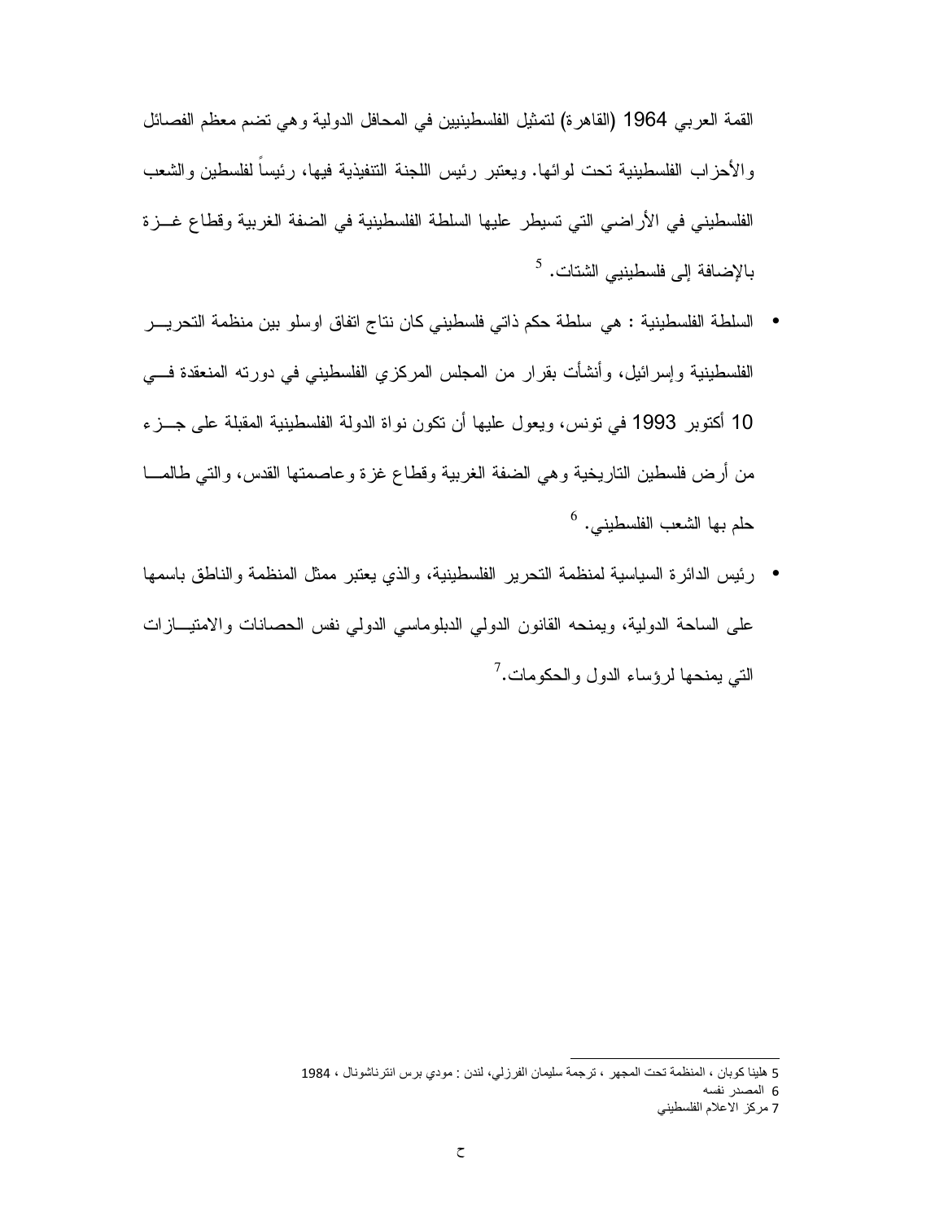القمة العربي 1964 (القاهرة) لتمثيل الفلسطينيين في المحافل الدولية وهي تضم معظم الفصائل والأحزاب الفلسطينية تحت لوائها. ويعتبر رئيس اللجنة التنفيذية فيها، رئيساً لفلسطين والشعب الفلسطيني في الأراضي التي تسيطر عليها السلطة الفلسطينية في الضفة الغربية وقطاع غــزة بالإضافة إلى فلسطينيي الشتات. [5]

- السلطة الفلسطينية : هي سلطة حكم ذاتي فلسطيني كان نتاج اتفاق اوسلو بين منظمة التحريــر الفلسطينية وإسرائيل، وأنشأت بقرار من المجلس المركزي الفلسطيني في دورته المنعقدة فــي 10 أكتوبر 1993 في تونس، ويعول عليها أن تكون نواة الدولة الفلسطينية المقبلة على جــزء من أرض فلسطين التاريخية وهي الضفة الغربية وقطاع غزة وعاصمتها القدس، والتي طالمــا حلم بها الشعب الفلسطيني. [6]
- رئيس الدائرة السياسية لمنظمة التحرير الفلسطينية، والذي يعتبر ممثل المنظمة والناطق باسمها على الساحة الدولية، ويمنحه القانون الدولي الدبلوماسي الدولي نفس الحصانات والامتيــازات التي يمنحها لرؤساء الدول والحكومات.[7]

---

5 هلينا كوبان ، المنظمة تحت المجهر ، ترجمة سليمان الفرزلي، لندن : مودي برس انترناشونال ، 1984

6 المصدر نفسه

7 مركز الاعلام الفلسطيني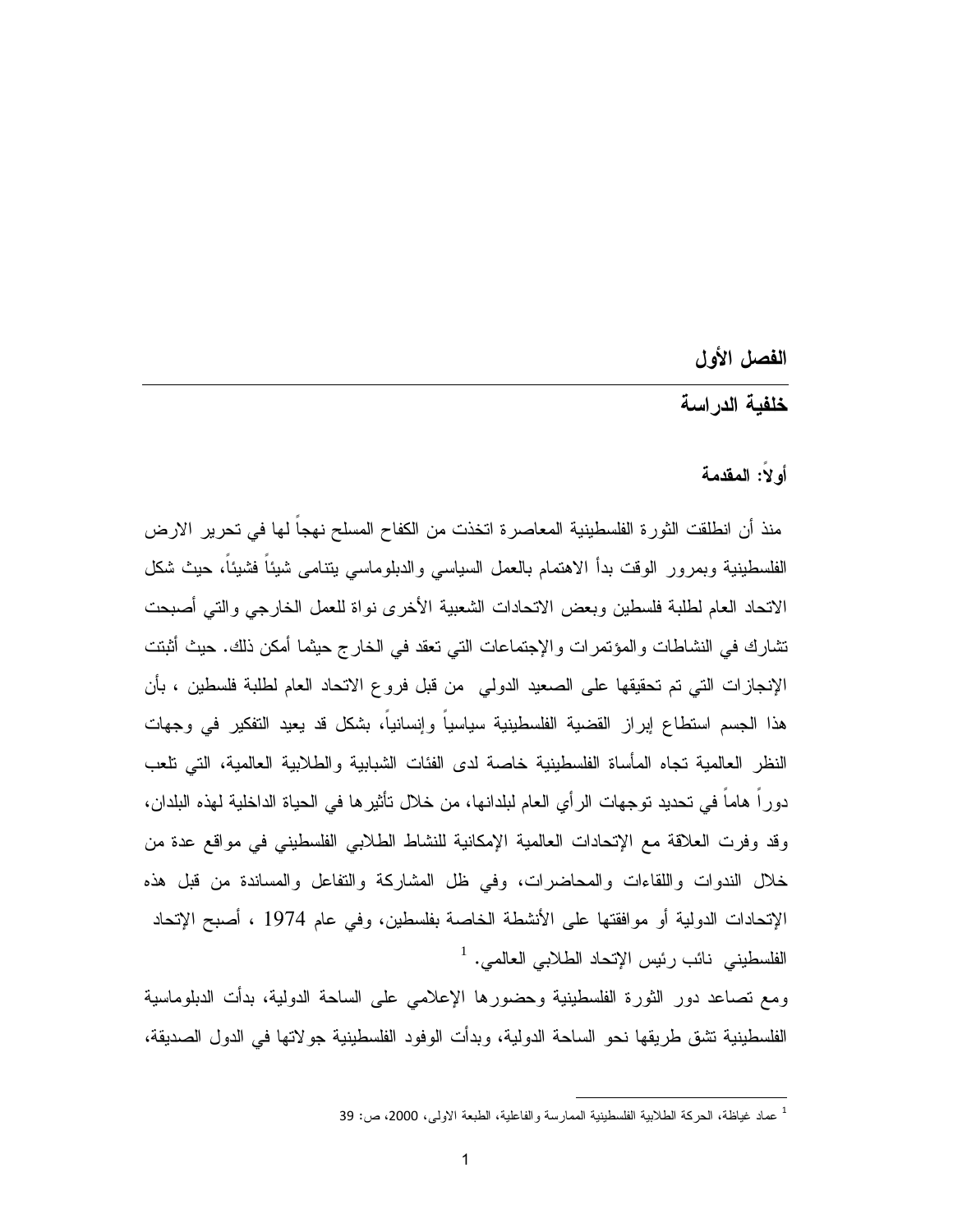# الفصل الأول

## خلفية الدراسة

### أولاً: المقدمة

منذ أن انطلقت الثورة الفلسطينية المعاصرة اتخذت من الكفاح المسلح نهجاً لها في تحرير الارض الفلسطينية وبمرور الوقت بدأ الاهتمام بالعمل السياسي والدبلوماسي يتنامى شيئاً فشيئاً، حيث شكل الاتحاد العام لطلبة فلسطين وبعض الاتحادات الشعبية الأخرى نواة للعمل الخارجي والتي أصبحت تشارك في النشاطات والمؤتمرات والإجتماعات التي تعقد في الخارج حيثما أمكن ذلك. حيث أثبتت الإنجازات التي تم تحقيقها على الصعيد الدولي من قبل فروع الاتحاد العام لطلبة فلسطين ، بأن هذا الجسم استطاع إبراز القضية الفلسطينية سياسياً وإنسانياً، بشكل قد يعيد التفكير في وجهات النظر العالمية تجاه المأساة الفلسطينية خاصة لدى الفئات الشبابية والطلابية العالمية، التي تلعب دوراً هاماً في تحديد توجهات الرأي العام لبلدانها، من خلال تأثيرها في الحياة الداخلية لهذه البلدان، وقد وفرت العلاقة مع الإتحادات العالمية الإمكانية للنشاط الطلابي الفلسطيني في مواقع عدة من خلال الندوات واللقاءات والمحاضرات، وفي ظل المشاركة والتفاعل والمساندة من قبل هذه الإتحادات الدولية أو موافقتها على الأنشطة الخاصة بفلسطين، وفي عام 1974 ، أصبح الإتحاد الفلسطيني نائب رئيس الإتحاد الطلابي العالمي. [1]

ومع تصاعد دور الثورة الفلسطينية وحضورها الإعلامي على الساحة الدولية، بدأت الدبلوماسية الفلسطينية تشق طريقها نحو الساحة الدولية، وبدأت الوفود الفلسطينية جولاتها في الدول الصديقة،

---

[1] عماد غياظة، الحركة الطلابية الفلسطينية الممارسة والفاعلية، الطبعة الاولى، 2000، ص: 39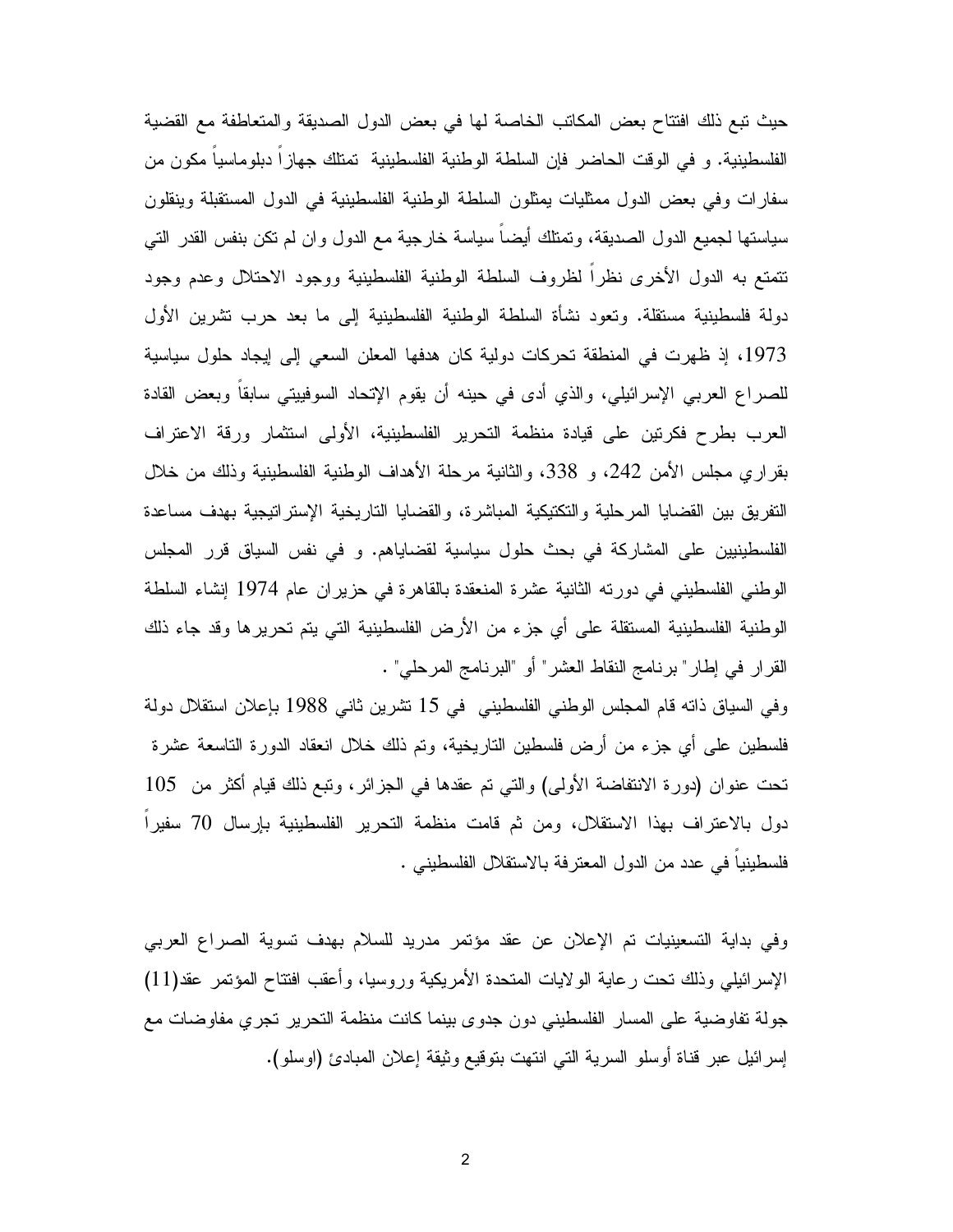حيث تبع ذلك افتتاح بعض المكاتب الخاصة لها في بعض الدول الصديقة والمتعاطفة مع القضية الفلسطينية. و في الوقت الحاضر فإن السلطة الوطنية الفلسطينية تمتلك جهازاً دبلوماسياً مكون من سفارات وفي بعض الدول ممثليات يمثلون السلطة الوطنية الفلسطينية في الدول المستقبلة وينقلون سياستها لجميع الدول الصديقة، وتمتلك أيضاً سياسة خارجية مع الدول وان لم تكن بنفس القدر التي تتمتع به الدول الأخرى نظراً لظروف السلطة الوطنية الفلسطينية ووجود الاحتلال وعدم وجود دولة فلسطينية مستقلة. وتعود نشأة السلطة الوطنية الفلسطينية إلى ما بعد حرب تشرين الأول 1973، إذ ظهرت في المنطقة تحركات دولية كان هدفها المعلن السعي إلى إيجاد حلول سياسية للصراع العربي الإسرائيلي، والذي أدى في حينه أن يقوم الإتحاد السوفييتي سابقاً وبعض القادة العرب بطرح فكرتين على قيادة منظمة التحرير الفلسطينية، الأولى استثمار ورقة الاعتراف بقراري مجلس الأمن 242، و 338، والثانية مرحلة الأهداف الوطنية الفلسطينية وذلك من خلال التفريق بين القضايا المرحلية والتكتيكية المباشرة، والقضايا التاريخية الإستراتيجية بهدف مساعدة الفلسطينيين على المشاركة في بحث حلول سياسية لقضاياهم. و في نفس السياق قرر المجلس الوطني الفلسطيني في دورته الثانية عشرة المنعقدة بالقاهرة في حزيران عام 1974 إنشاء السلطة الوطنية الفلسطينية المستقلة على أي جزء من الأرض الفلسطينية التي يتم تحريرها وقد جاء ذلك القرار في إطار" برنامج النقاط العشر" أو "البرنامج المرحلي" .

وفي السياق ذاته قام المجلس الوطني الفلسطيني في 15 تشرين ثاني 1988 بإعلان استقلال دولة فلسطين على أي جزء من أرض فلسطين التاريخية، وتم ذلك خلال انعقاد الدورة التاسعة عشرة تحت عنوان (دورة الانتفاضة الأولى) والتي تم عقدها في الجزائر، وتبع ذلك قيام أكثر من 105 دول بالاعتراف بهذا الاستقلال، ومن ثم قامت منظمة التحرير الفلسطينية بإرسال 70 سفيراً فلسطينياً في عدد من الدول المعترفة بالاستقلال الفلسطيني .

وفي بداية التسعينيات تم الإعلان عن عقد مؤتمر مدريد للسلام بهدف تسوية الصراع العربي الإسرائيلي وذلك تحت رعاية الولايات المتحدة الأمريكية وروسيا، وأعقب افتتاح المؤتمر عقد(11) جولة تفاوضية على المسار الفلسطيني دون جدوى بينما كانت منظمة التحرير تجري مفاوضات مع إسرائيل عبر قناة أوسلو السرية التي انتهت بتوقيع وثيقة إعلان المبادئ (اوسلو).